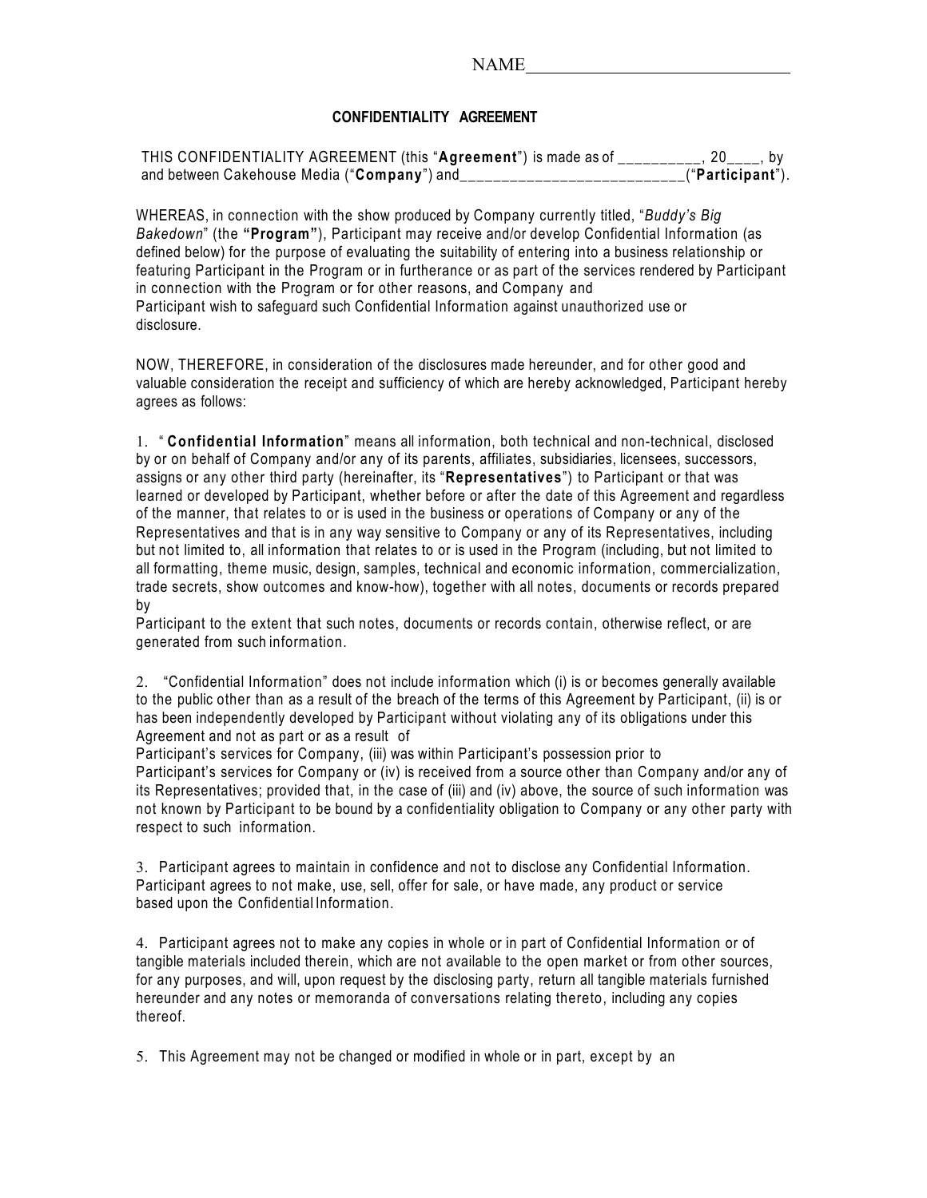NAME______________________________

**CONFIDENTIALITY AGREEMENT**

THIS CONFIDENTIALITY AGREEMENT (this "**Agreement**") is made as of __________, 20____, by and between Cakehouse Media ("**Company**") and__________________________("**Participant**").

WHEREAS, in connection with the show produced by Company currently titled, "*Buddy's Big Bakedown*" (the **"Program"**), Participant may receive and/or develop Confidential Information (as defined below) for the purpose of evaluating the suitability of entering into a business relationship or featuring Participant in the Program or in furtherance or as part of the services rendered by Participant in connection with the Program or for other reasons, and Company and Participant wish to safeguard such Confidential Information against unauthorized use or disclosure.

NOW, THEREFORE, in consideration of the disclosures made hereunder, and for other good and valuable consideration the receipt and sufficiency of which are hereby acknowledged, Participant hereby agrees as follows:

1. " **Confidential Information**" means all information, both technical and non-technical, disclosed by or on behalf of Company and/or any of its parents, affiliates, subsidiaries, licensees, successors, assigns or any other third party (hereinafter, its "**Representatives**") to Participant or that was learned or developed by Participant, whether before or after the date of this Agreement and regardless of the manner, that relates to or is used in the business or operations of Company or any of the Representatives and that is in any way sensitive to Company or any of its Representatives, including but not limited to, all information that relates to or is used in the Program (including, but not limited to all formatting, theme music, design, samples, technical and economic information, commercialization, trade secrets, show outcomes and know-how), together with all notes, documents or records prepared by Participant to the extent that such notes, documents or records contain, otherwise reflect, or are generated from such information.

2. "Confidential Information" does not include information which (i) is or becomes generally available to the public other than as a result of the breach of the terms of this Agreement by Participant, (ii) is or has been independently developed by Participant without violating any of its obligations under this Agreement and not as part or as a result of Participant's services for Company, (iii) was within Participant's possession prior to Participant's services for Company or (iv) is received from a source other than Company and/or any of its Representatives; provided that, in the case of (iii) and (iv) above, the source of such information was not known by Participant to be bound by a confidentiality obligation to Company or any other party with respect to such information.

3. Participant agrees to maintain in confidence and not to disclose any Confidential Information. Participant agrees to not make, use, sell, offer for sale, or have made, any product or service based upon the Confidential Information.

4. Participant agrees not to make any copies in whole or in part of Confidential Information or of tangible materials included therein, which are not available to the open market or from other sources, for any purposes, and will, upon request by the disclosing party, return all tangible materials furnished hereunder and any notes or memoranda of conversations relating thereto, including any copies thereof.

5. This Agreement may not be changed or modified in whole or in part, except by an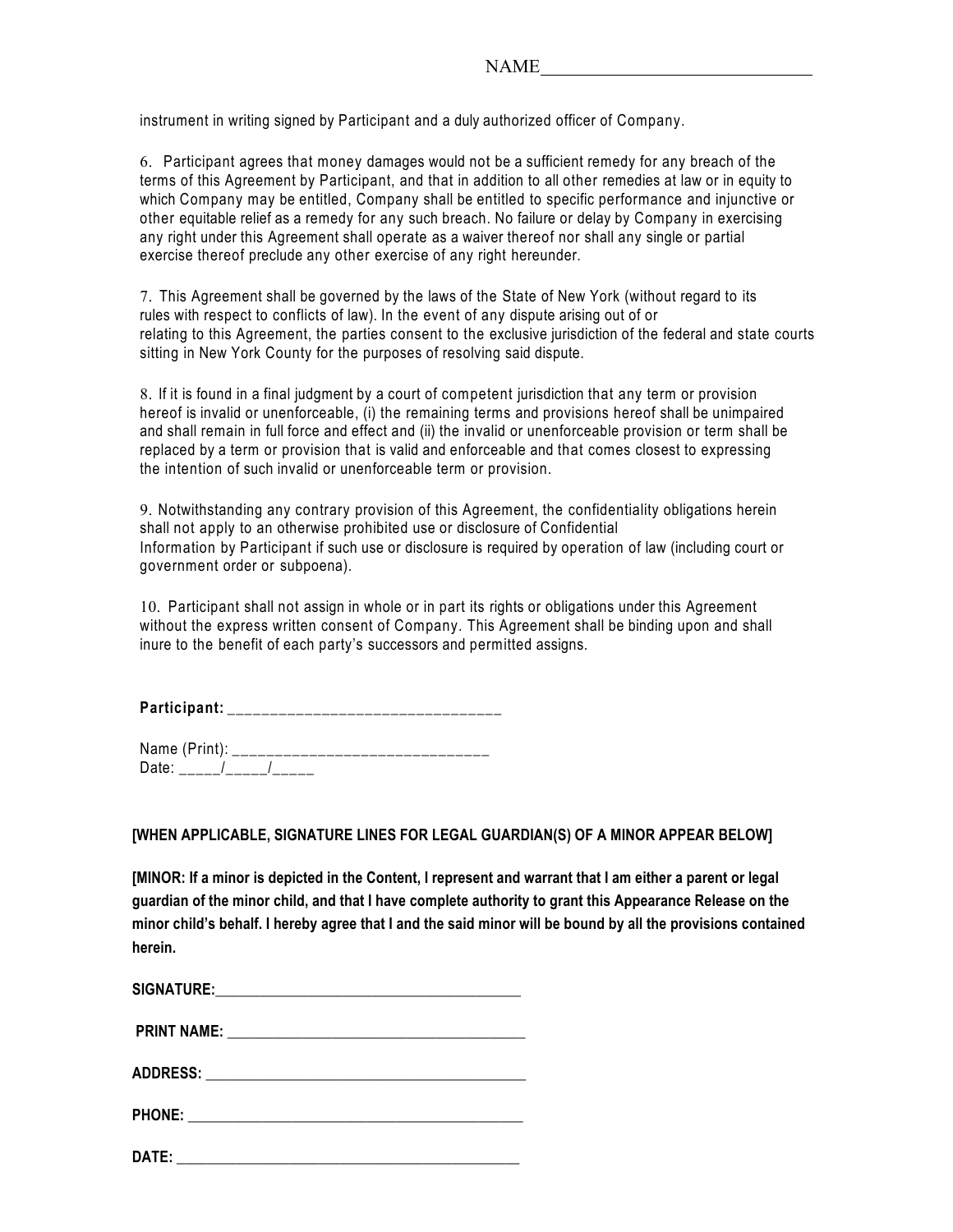NAME______________________________

instrument in writing signed by Participant and a duly authorized officer of Company.

6. Participant agrees that money damages would not be a sufficient remedy for any breach of the terms of this Agreement by Participant, and that in addition to all other remedies at law or in equity to which Company may be entitled, Company shall be entitled to specific performance and injunctive or other equitable relief as a remedy for any such breach. No failure or delay by Company in exercising any right under this Agreement shall operate as a waiver thereof nor shall any single or partial exercise thereof preclude any other exercise of any right hereunder.

7. This Agreement shall be governed by the laws of the State of New York (without regard to its rules with respect to conflicts of law). In the event of any dispute arising out of or relating to this Agreement, the parties consent to the exclusive jurisdiction of the federal and state courts sitting in New York County for the purposes of resolving said dispute.

8. If it is found in a final judgment by a court of competent jurisdiction that any term or provision hereof is invalid or unenforceable, (i) the remaining terms and provisions hereof shall be unimpaired and shall remain in full force and effect and (ii) the invalid or unenforceable provision or term shall be replaced by a term or provision that is valid and enforceable and that comes closest to expressing the intention of such invalid or unenforceable term or provision.

9. Notwithstanding any contrary provision of this Agreement, the confidentiality obligations herein shall not apply to an otherwise prohibited use or disclosure of Confidential Information by Participant if such use or disclosure is required by operation of law (including court or government order or subpoena).

10. Participant shall not assign in whole or in part its rights or obligations under this Agreement without the express written consent of Company. This Agreement shall be binding upon and shall inure to the benefit of each party's successors and permitted assigns.

**Participant:** _________________________________

Name (Print): ______________________________
Date: _____/_____/_____

**[WHEN APPLICABLE, SIGNATURE LINES FOR LEGAL GUARDIAN(S) OF A MINOR APPEAR BELOW]**

**[MINOR: If a minor is depicted in the Content, I represent and warrant that I am either a parent or legal guardian of the minor child, and that I have complete authority to grant this Appearance Release on the minor child's behalf. I hereby agree that I and the said minor will be bound by all the provisions contained herein.**

**SIGNATURE:**_________________________________________

**PRINT NAME:** _________________________________________

**ADDRESS:** ___________________________________________

**PHONE:** _____________________________________________

**DATE:** _______________________________________________